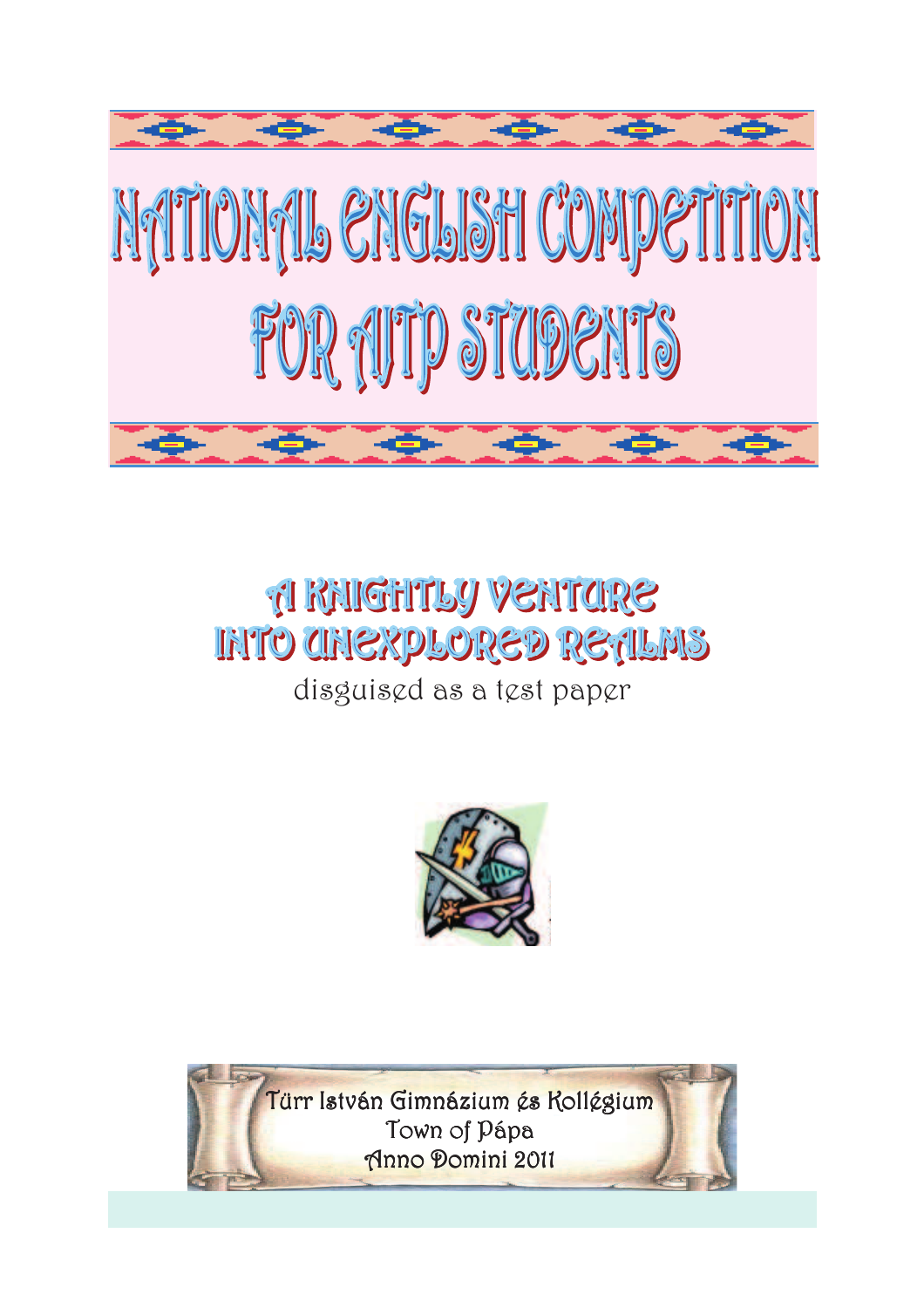# NATIONAL ENGLISH COMPETITION FOR AJTP STUDENTS

## A KNIGHTLY VENTURE INTO UNEXPLORED REALMS

disguised as a test paper

Türr István Gimnázium és Kollégium
Town of Pápa
Anno Domini 2011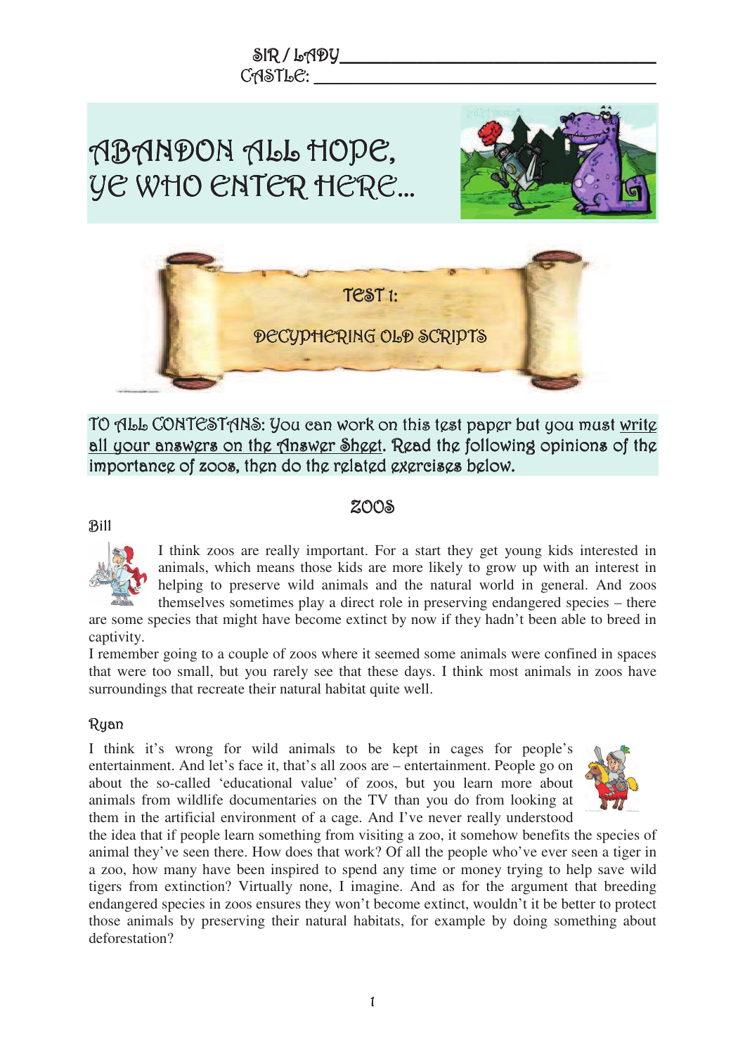SIR / LADY ___________________________________

CASTLE: ___________________________________

# ABANDON ALL HOPE, YE WHO ENTER HERE...

## TEST 1:

## DECYPHERING OLD SCRIPTS

TO ALL CONTESTANS: You can work on this test paper but you must write all your answers on the Answer Sheet. Read the following opinions of the importance of zoos, then do the related exercises below.

## ZOOS

**Bill**

I think zoos are really important. For a start they get young kids interested in animals, which means those kids are more likely to grow up with an interest in helping to preserve wild animals and the natural world in general. And zoos themselves sometimes play a direct role in preserving endangered species – there are some species that might have become extinct by now if they hadn't been able to breed in captivity.

I remember going to a couple of zoos where it seemed some animals were confined in spaces that were too small, but you rarely see that these days. I think most animals in zoos have surroundings that recreate their natural habitat quite well.

**Ryan**

I think it's wrong for wild animals to be kept in cages for people's entertainment. And let's face it, that's all zoos are – entertainment. People go on about the so-called 'educational value' of zoos, but you learn more about animals from wildlife documentaries on the TV than you do from looking at them in the artificial environment of a cage. And I've never really understood the idea that if people learn something from visiting a zoo, it somehow benefits the species of animal they've seen there. How does that work? Of all the people who've ever seen a tiger in a zoo, how many have been inspired to spend any time or money trying to help save wild tigers from extinction? Virtually none, I imagine. And as for the argument that breeding endangered species in zoos ensures they won't become extinct, wouldn't it be better to protect those animals by preserving their natural habitats, for example by doing something about deforestation?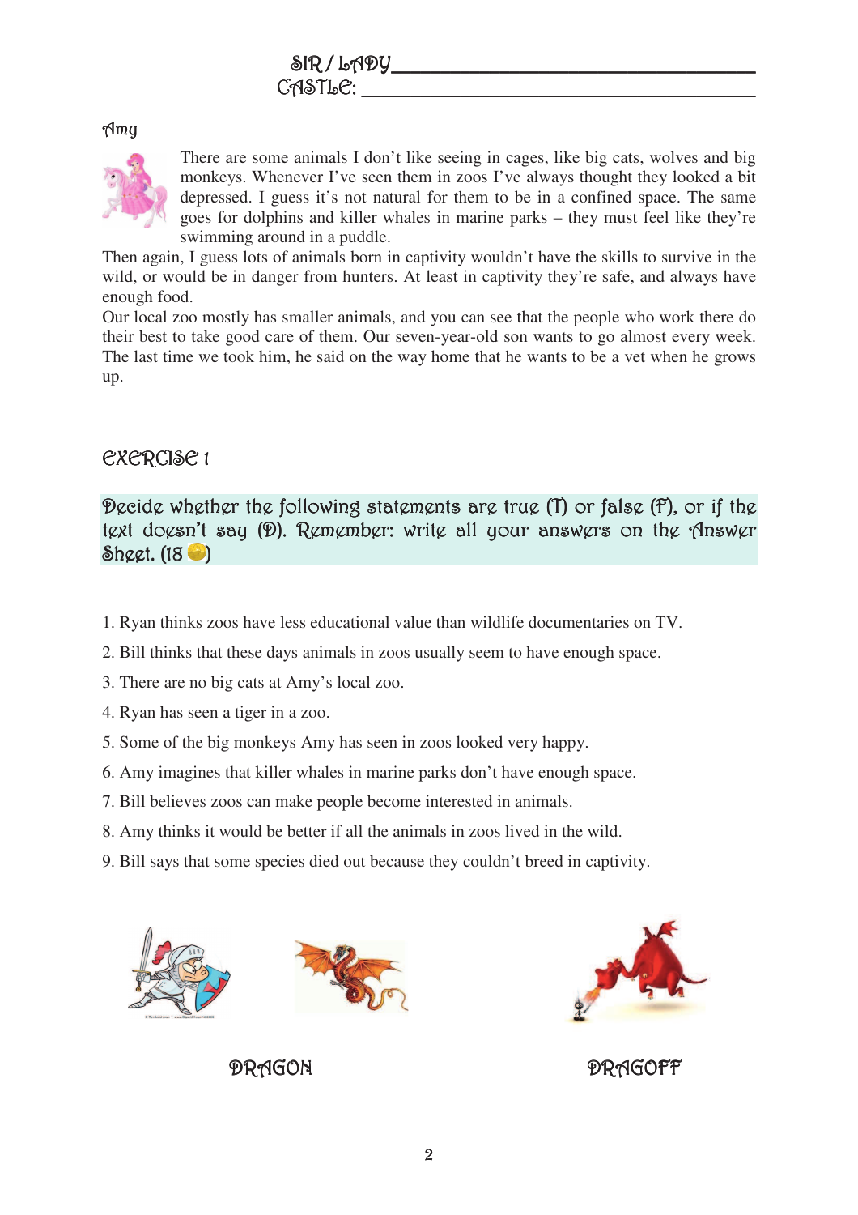SIR / LADY________________________________

CASTLE: ________________________________

Amy

There are some animals I don't like seeing in cages, like big cats, wolves and big monkeys. Whenever I've seen them in zoos I've always thought they looked a bit depressed. I guess it's not natural for them to be in a confined space. The same goes for dolphins and killer whales in marine parks – they must feel like they're swimming around in a puddle.

Then again, I guess lots of animals born in captivity wouldn't have the skills to survive in the wild, or would be in danger from hunters. At least in captivity they're safe, and always have enough food.

Our local zoo mostly has smaller animals, and you can see that the people who work there do their best to take good care of them. Our seven-year-old son wants to go almost every week. The last time we took him, he said on the way home that he wants to be a vet when he grows up.

## EXERCISE 1

**Decide whether the following statements are true (T) or false (F), or if the text doesn't say (D). Remember: write all your answers on the Answer Sheet. (18 )**

1. Ryan thinks zoos have less educational value than wildlife documentaries on TV.
2. Bill thinks that these days animals in zoos usually seem to have enough space.
3. There are no big cats at Amy's local zoo.
4. Ryan has seen a tiger in a zoo.
5. Some of the big monkeys Amy has seen in zoos looked very happy.
6. Amy imagines that killer whales in marine parks don't have enough space.
7. Bill believes zoos can make people become interested in animals.
8. Amy thinks it would be better if all the animals in zoos lived in the wild.
9. Bill says that some species died out because they couldn't breed in captivity.

DRAGON

DRAGOFF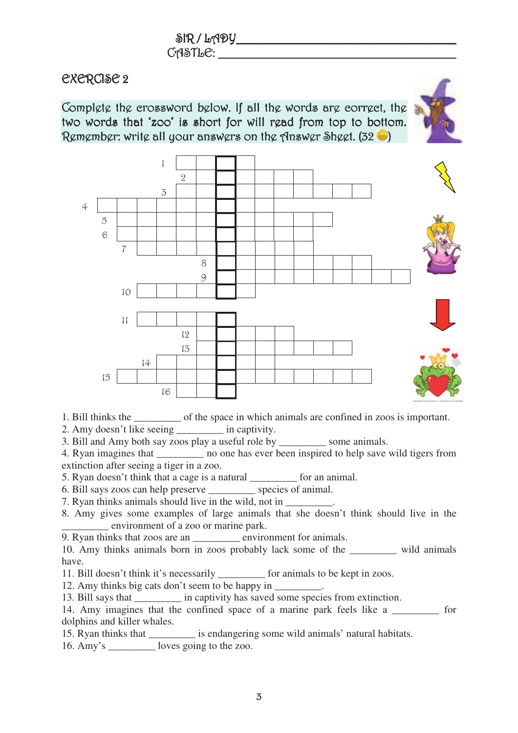SIR / LADY\_\_\_\_\_\_\_\_\_\_\_\_\_\_\_\_\_\_\_\_\_\_\_\_\_\_\_\_

CASTLE: \_\_\_\_\_\_\_\_\_\_\_\_\_\_\_\_\_\_\_\_\_\_\_\_\_\_\_\_

## EXERCISE 2

Complete the crossword below. If all the words are correct, the two words that 'zoo' is short for will read from top to bottom. Remember: write all your answers on the Answer Sheet. (32 🪙)

1. Bill thinks the _________ of the space in which animals are confined in zoos is important.
2. Amy doesn't like seeing _________ in captivity.
3. Bill and Amy both say zoos play a useful role by _________ some animals.
4. Ryan imagines that _________ no one has ever been inspired to help save wild tigers from extinction after seeing a tiger in a zoo.
5. Ryan doesn't think that a cage is a natural _________ for an animal.
6. Bill says zoos can help preserve _________ species of animal.
7. Ryan thinks animals should live in the wild, not in _________.
8. Amy gives some examples of large animals that she doesn't think should live in the _________ environment of a zoo or marine park.
9. Ryan thinks that zoos are an _________ environment for animals.
10. Amy thinks animals born in zoos probably lack some of the _________ wild animals have.
11. Bill doesn't think it's necessarily _________ for animals to be kept in zoos.
12. Amy thinks big cats don't seem to be happy in _________.
13. Bill says that _________ in captivity has saved some species from extinction.
14. Amy imagines that the confined space of a marine park feels like a _________ for dolphins and killer whales.
15. Ryan thinks that _________ is endangering some wild animals' natural habitats.
16. Amy's _________ loves going to the zoo.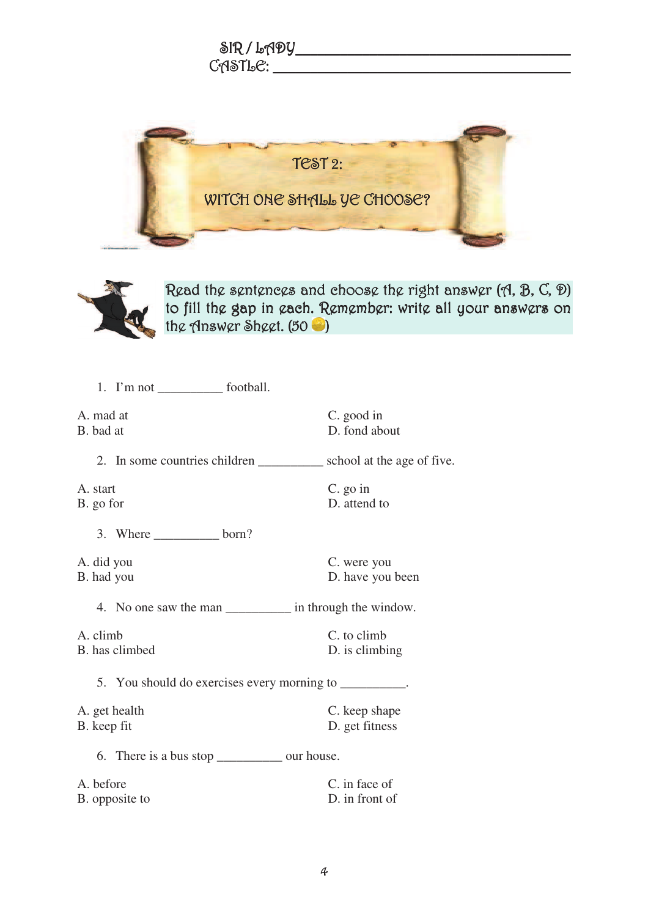SIR / LADY ___________________________________

CASTLE: ___________________________________

# TEST 2:

# WITCH ONE SHALL YE CHOOSE?

Read the sentences and choose the right answer (A, B, C, D) to fill the gap in each. Remember: write all your answers on the Answer Sheet. (50 )

1. I'm not __________ football.

A. mad at
B. bad at
C. good in
D. fond about

2. In some countries children __________ school at the age of five.

A. start
B. go for
C. go in
D. attend to

3. Where __________ born?

A. did you
B. had you
C. were you
D. have you been

4. No one saw the man __________ in through the window.

A. climb
B. has climbed
C. to climb
D. is climbing

5. You should do exercises every morning to __________.

A. get health
B. keep fit
C. keep shape
D. get fitness

6. There is a bus stop __________ our house.

A. before
B. opposite to
C. in face of
D. in front of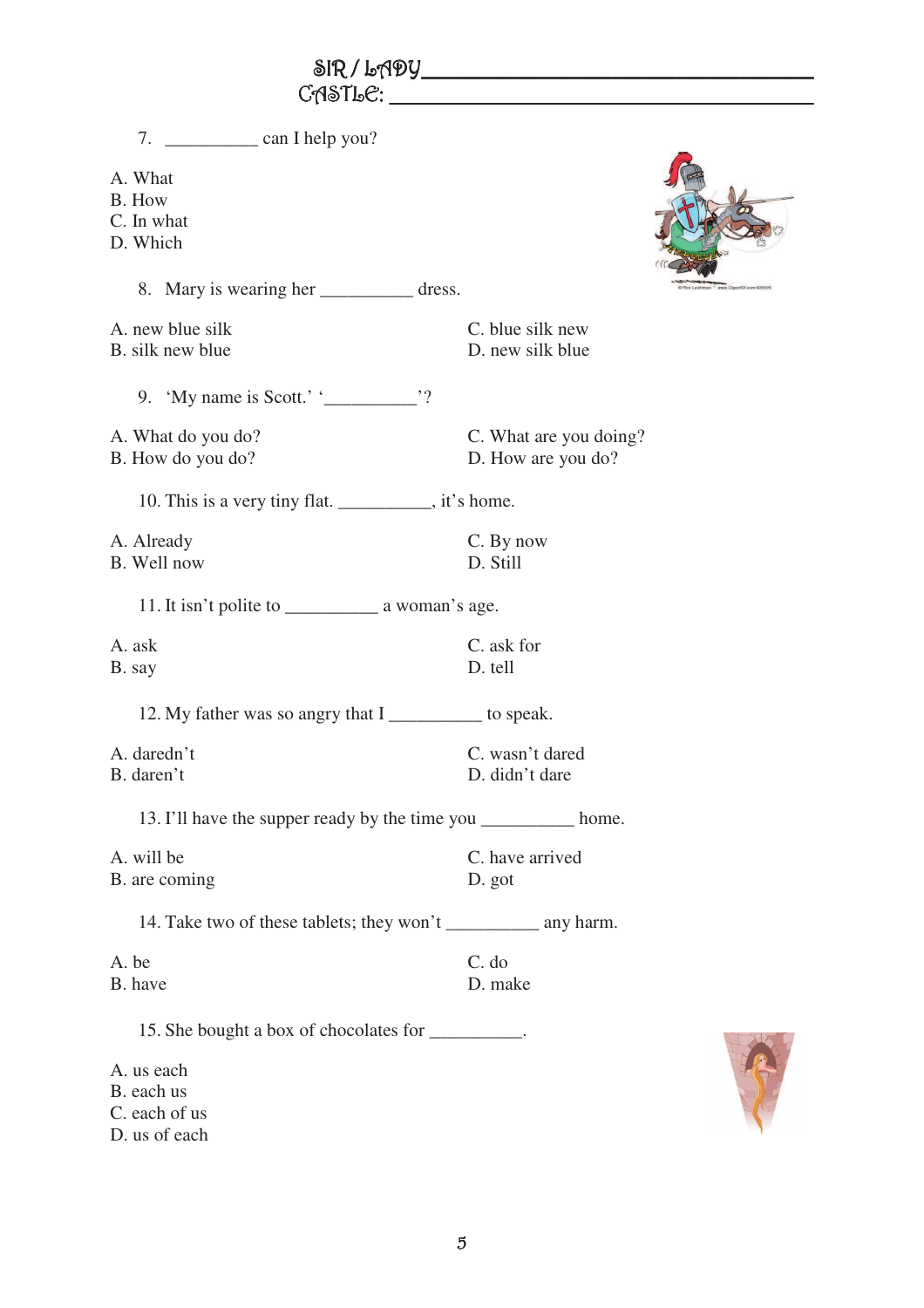SIR / LADY___________________________________
CASTLE: _____________________________________

7. __________ can I help you?

A. What
B. How
C. In what
D. Which

8. Mary is wearing her __________ dress.

A. new blue silk
B. silk new blue
C. blue silk new
D. new silk blue

9. 'My name is Scott.' '__________'?

A. What do you do?
B. How do you do?
C. What are you doing?
D. How are you do?

10. This is a very tiny flat. __________, it's home.

A. Already
B. Well now
C. By now
D. Still

11. It isn't polite to __________ a woman's age.

A. ask
B. say
C. ask for
D. tell

12. My father was so angry that I __________ to speak.

A. daredn't
B. daren't
C. wasn't dared
D. didn't dare

13. I'll have the supper ready by the time you __________ home.

A. will be
B. are coming
C. have arrived
D. got

14. Take two of these tablets; they won't __________ any harm.

A. be
B. have
C. do
D. make

15. She bought a box of chocolates for __________.

A. us each
B. each us
C. each of us
D. us of each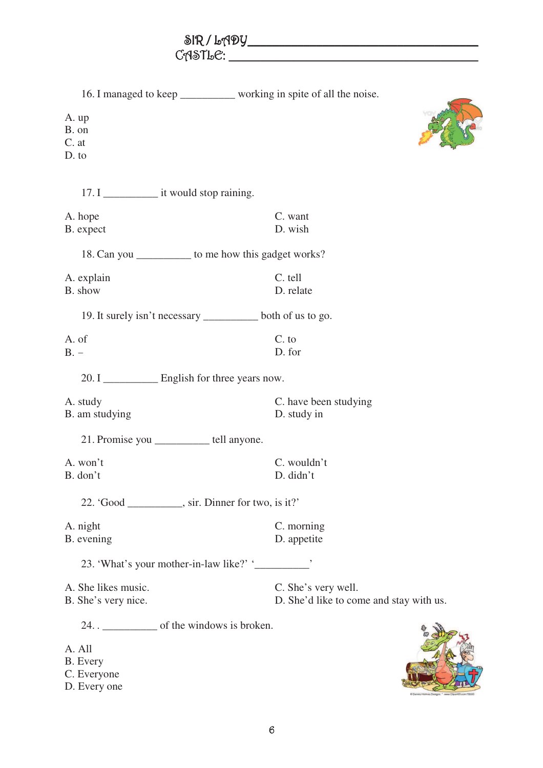SIR / LADY___________________________________

CASTLE: ___________________________________

16. I managed to keep __________ working in spite of all the noise.

A. up
B. on
C. at
D. to

17. I __________ it would stop raining.

A. hope
B. expect
C. want
D. wish

18. Can you __________ to me how this gadget works?

A. explain
B. show
C. tell
D. relate

19. It surely isn't necessary __________ both of us to go.

A. of
B. –
C. to
D. for

20. I __________ English for three years now.

A. study
B. am studying
C. have been studying
D. study in

21. Promise you __________ tell anyone.

A. won't
B. don't
C. wouldn't
D. didn't

22. 'Good __________, sir. Dinner for two, is it?'

A. night
B. evening
C. morning
D. appetite

23. 'What's your mother-in-law like?' '__________'

A. She likes music.
B. She's very nice.
C. She's very well.
D. She'd like to come and stay with us.

24. . __________ of the windows is broken.

A. All
B. Every
C. Everyone
D. Every one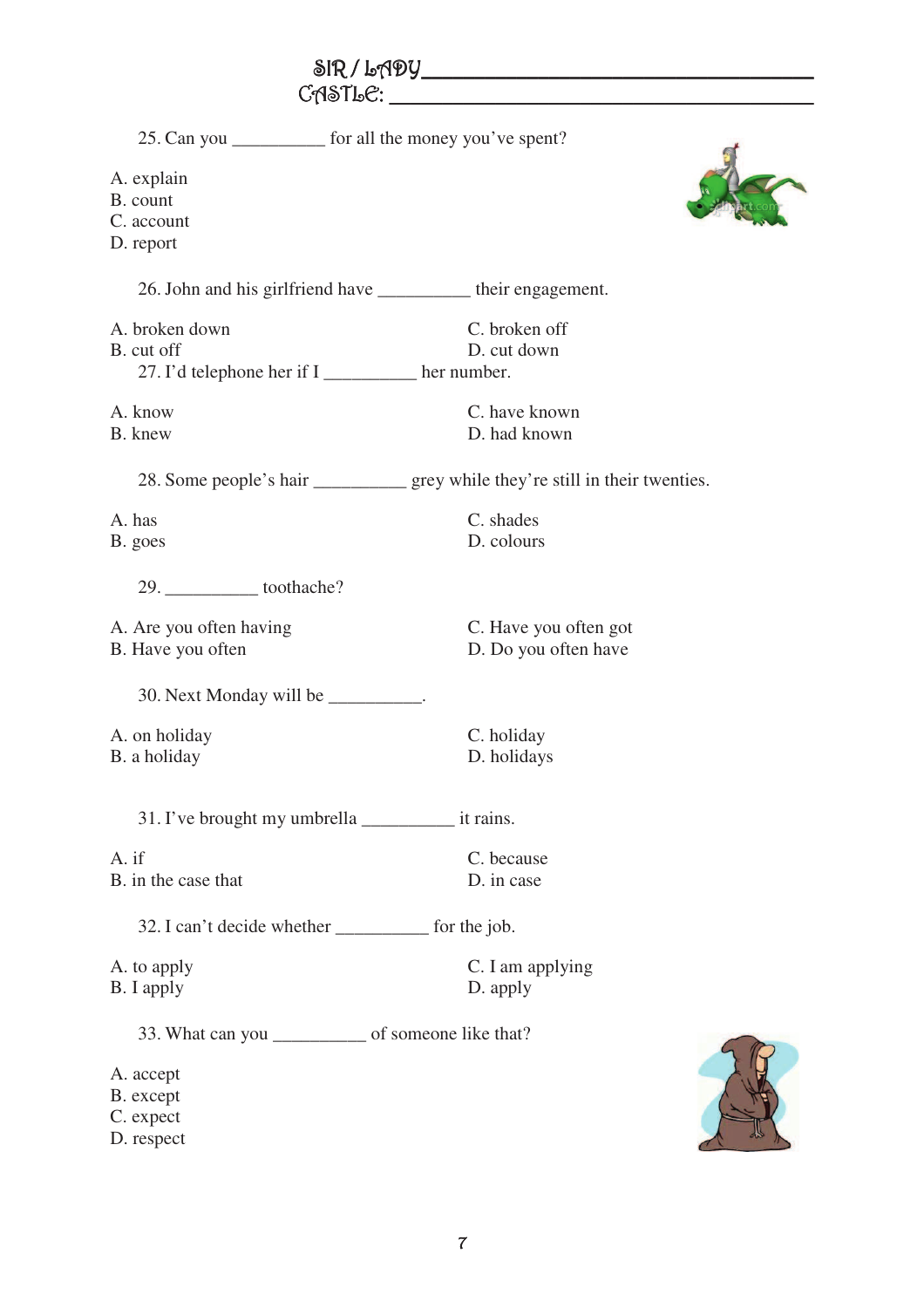SIR / LADY ______________________________________

CASTLE: ______________________________________

25. Can you __________ for all the money you've spent?

A. explain
B. count
C. account
D. report

26. John and his girlfriend have __________ their engagement.

A. broken down
B. cut off
C. broken off
D. cut down

27. I'd telephone her if I __________ her number.

A. know
B. knew
C. have known
D. had known

28. Some people's hair __________ grey while they're still in their twenties.

A. has
B. goes
C. shades
D. colours

29. __________ toothache?

A. Are you often having
B. Have you often
C. Have you often got
D. Do you often have

30. Next Monday will be __________.

A. on holiday
B. a holiday
C. holiday
D. holidays

31. I've brought my umbrella __________ it rains.

A. if
B. in the case that
C. because
D. in case

32. I can't decide whether __________ for the job.

A. to apply
B. I apply
C. I am applying
D. apply

33. What can you __________ of someone like that?

A. accept
B. except
C. expect
D. respect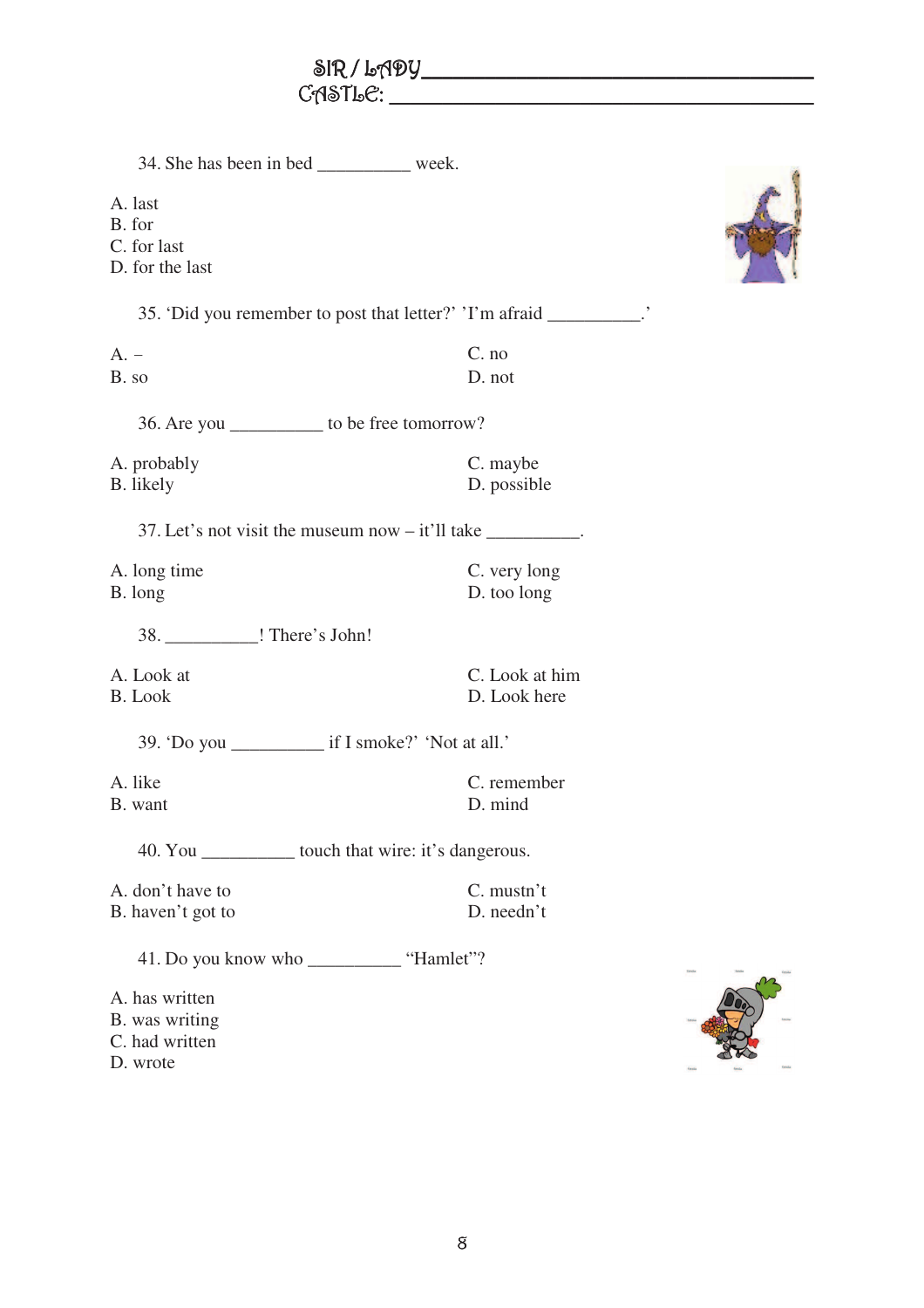SIR / LADY ___________________________________

CASTLE: ___________________________________

34. She has been in bed __________ week.

A. last
B. for
C. for last
D. for the last

35. 'Did you remember to post that letter?' 'I'm afraid __________.'

A. –
B. so
C. no
D. not

36. Are you __________ to be free tomorrow?

A. probably
B. likely
C. maybe
D. possible

37. Let's not visit the museum now – it'll take __________.

A. long time
B. long
C. very long
D. too long

38. __________! There's John!

A. Look at
B. Look
C. Look at him
D. Look here

39. 'Do you __________ if I smoke?' 'Not at all.'

A. like
B. want
C. remember
D. mind

40. You __________ touch that wire: it's dangerous.

A. don't have to
B. haven't got to
C. mustn't
D. needn't

41. Do you know who __________ "Hamlet"?

A. has written
B. was writing
C. had written
D. wrote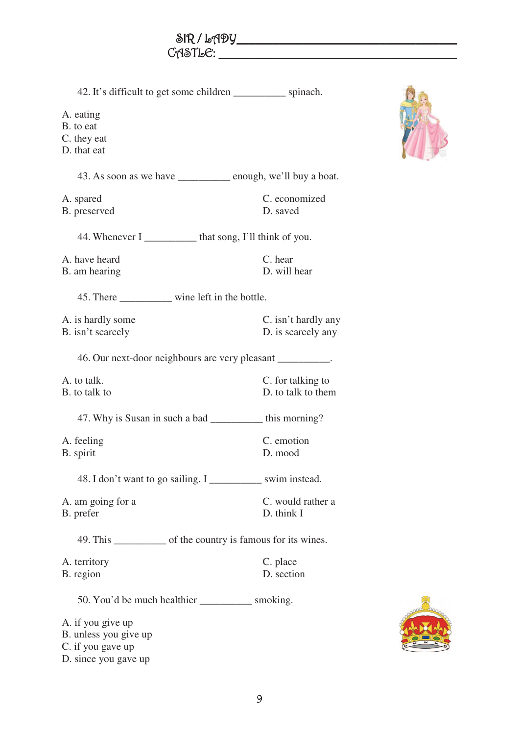SIR / LADY ___________________________________

CASTLE: ___________________________________

42. It's difficult to get some children __________ spinach.

A. eating
B. to eat
C. they eat
D. that eat

43. As soon as we have __________ enough, we'll buy a boat.

A. spared
B. preserved
C. economized
D. saved

44. Whenever I __________ that song, I'll think of you.

A. have heard
B. am hearing
C. hear
D. will hear

45. There __________ wine left in the bottle.

A. is hardly some
B. isn't scarcely
C. isn't hardly any
D. is scarcely any

46. Our next-door neighbours are very pleasant __________.

A. to talk.
B. to talk to
C. for talking to
D. to talk to them

47. Why is Susan in such a bad __________ this morning?

A. feeling
B. spirit
C. emotion
D. mood

48. I don't want to go sailing. I __________ swim instead.

A. am going for a
B. prefer
C. would rather a
D. think I

49. This __________ of the country is famous for its wines.

A. territory
B. region
C. place
D. section

50. You'd be much healthier __________ smoking.

A. if you give up
B. unless you give up
C. if you gave up
D. since you gave up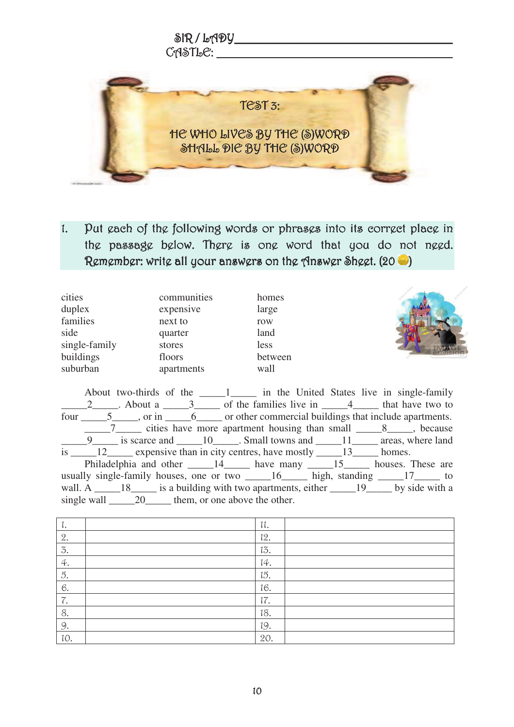SIR / LADY ______________________________

CASTLE: ______________________________

# TEST 3:

## HE WHO LIVES BY THE (S)WORD SHALL DIE BY THE (S)WORD

1. Put each of the following words or phrases into its correct place in the passage below. There is one word that you do not need. Remember: write all your answers on the Answer Sheet. (20 )

| | | |
|---|---|---|
| cities | communities | homes |
| duplex | expensive | large |
| families | next to | row |
| side | quarter | land |
| single-family | stores | less |
| buildings | floors | between |
| suburban | apartments | wall |

About two-thirds of the _____1_____ in the United States live in single-family _____2_____. About a _____3_____ of the families live in _____4_____ that have two to four _____5_____, or in _____6_____ or other commercial buildings that include apartments.

_____7_____ cities have more apartment housing than small _____8_____, because _____9_____ is scarce and _____10_____. Small towns and _____11_____ areas, where land is _____12_____ expensive than in city centres, have mostly _____13_____ homes.

Philadelphia and other _____14_____ have many _____15_____ houses. These are usually single-family houses, one or two _____16_____ high, standing _____17_____ to wall. A _____18_____ is a building with two apartments, either _____19_____ by side with a single wall _____20_____ them, or one above the other.

| | | | |
|---|---|---|---|
| 1. | | 11. | |
| 2. | | 12. | |
| 3. | | 13. | |
| 4. | | 14. | |
| 5. | | 15. | |
| 6. | | 16. | |
| 7. | | 17. | |
| 8. | | 18. | |
| 9. | | 19. | |
| 10. | | 20. | |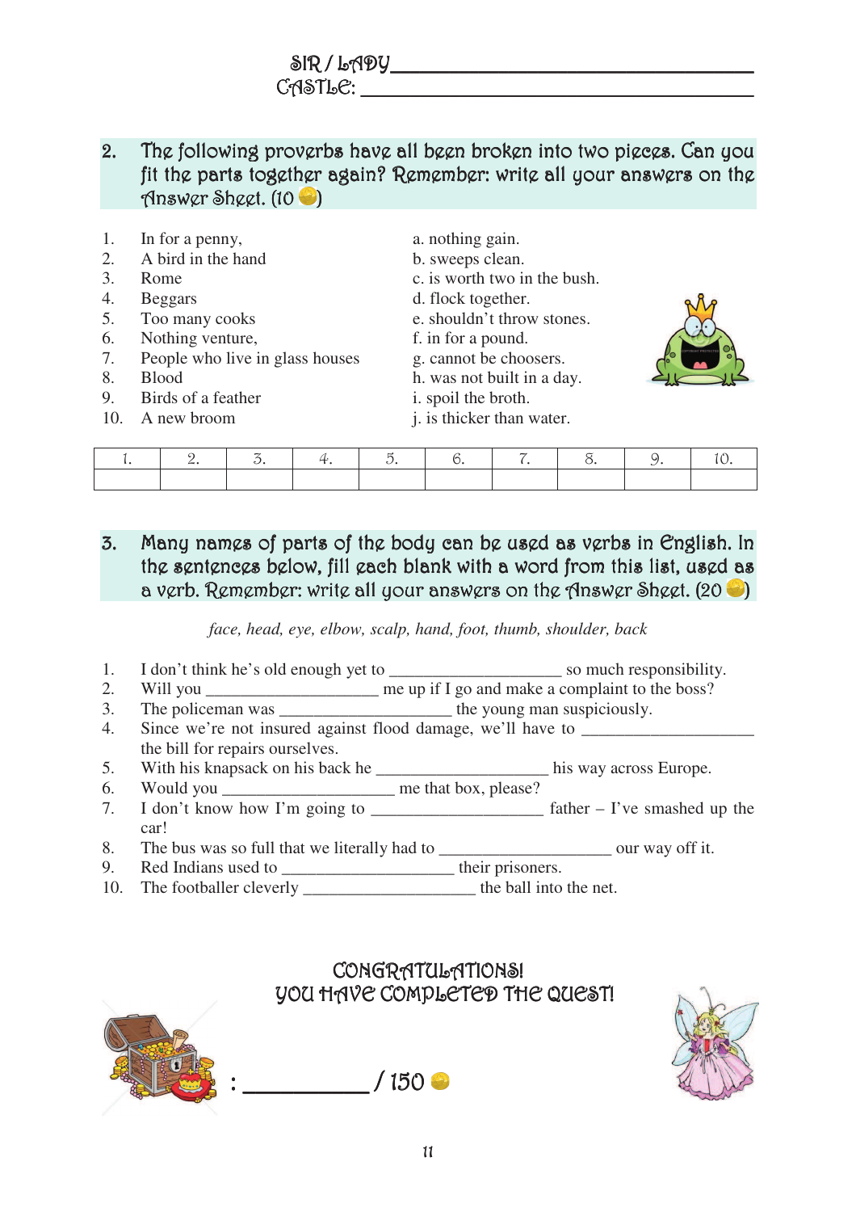SIR / LADY ______________________________
CASTLE: ______________________________

## 2. The following proverbs have all been broken into two pieces. Can you fit the parts together again? Remember: write all your answers on the Answer Sheet. (10)

1. In for a penny,
2. A bird in the hand
3. Rome
4. Beggars
5. Too many cooks
6. Nothing venture,
7. People who live in glass houses
8. Blood
9. Birds of a feather
10. A new broom

a. nothing gain.
b. sweeps clean.
c. is worth two in the bush.
d. flock together.
e. shouldn't throw stones.
f. in for a pound.
g. cannot be choosers.
h. was not built in a day.
i. spoil the broth.
j. is thicker than water.

| 1. | 2. | 3. | 4. | 5. | 6. | 7. | 8. | 9. | 10. |
|---|---|---|---|---|---|---|---|---|---|
| | | | | | | | | | |

## 3. Many names of parts of the body can be used as verbs in English. In the sentences below, fill each blank with a word from this list, used as a verb. Remember: write all your answers on the Answer Sheet. (20)

*face, head, eye, elbow, scalp, hand, foot, thumb, shoulder, back*

1. I don't think he's old enough yet to ____________________ so much responsibility.
2. Will you ____________________ me up if I go and make a complaint to the boss?
3. The policeman was ____________________ the young man suspiciously.
4. Since we're not insured against flood damage, we'll have to ____________________ the bill for repairs ourselves.
5. With his knapsack on his back he ____________________ his way across Europe.
6. Would you ____________________ me that box, please?
7. I don't know how I'm going to ____________________ father – I've smashed up the car!
8. The bus was so full that we literally had to ____________________ our way off it.
9. Red Indians used to ____________________ their prisoners.
10. The footballer cleverly ____________________ the ball into the net.

CONGRATULATIONS!
YOU HAVE COMPLETED THE QUEST!

: __________ / 150